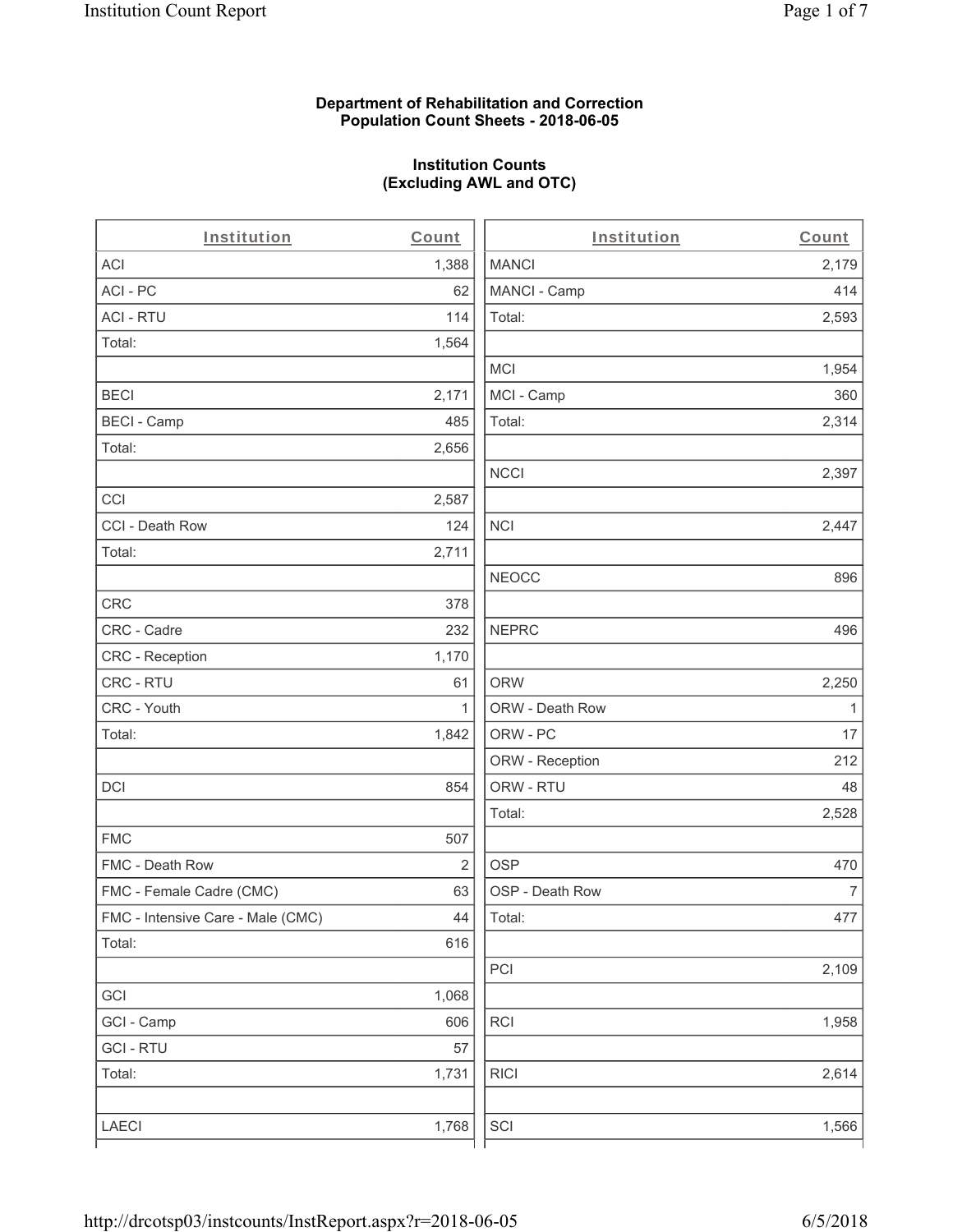**Department of Rehabilitation and Correction**
**Population Count Sheets - 2018-06-05**

**Institution Counts**
**(Excluding AWL and OTC)**

| Institution | Count |
|---|---|
| ACI | 1,388 |
| ACI - PC | 62 |
| ACI - RTU | 114 |
| Total: | 1,564 |
| | |
| BECI | 2,171 |
| BECI - Camp | 485 |
| Total: | 2,656 |
| | |
| CCI | 2,587 |
| CCI - Death Row | 124 |
| Total: | 2,711 |
| | |
| CRC | 378 |
| CRC - Cadre | 232 |
| CRC - Reception | 1,170 |
| CRC - RTU | 61 |
| CRC - Youth | 1 |
| Total: | 1,842 |
| | |
| DCI | 854 |
| | |
| FMC | 507 |
| FMC - Death Row | 2 |
| FMC - Female Cadre (CMC) | 63 |
| FMC - Intensive Care - Male (CMC) | 44 |
| Total: | 616 |
| | |
| GCI | 1,068 |
| GCI - Camp | 606 |
| GCI - RTU | 57 |
| Total: | 1,731 |
| | |
| LAECI | 1,768 |
| MANCI | 2,179 |
| MANCI - Camp | 414 |
| Total: | 2,593 |
| | |
| MCI | 1,954 |
| MCI - Camp | 360 |
| Total: | 2,314 |
| | |
| NCCI | 2,397 |
| | |
| NCI | 2,447 |
| | |
| NEOCC | 896 |
| | |
| NEPRC | 496 |
| | |
| ORW | 2,250 |
| ORW - Death Row | 1 |
| ORW - PC | 17 |
| ORW - Reception | 212 |
| ORW - RTU | 48 |
| Total: | 2,528 |
| | |
| OSP | 470 |
| OSP - Death Row | 7 |
| Total: | 477 |
| | |
| PCI | 2,109 |
| | |
| RCI | 1,958 |
| | |
| RICI | 2,614 |
| | |
| SCI | 1,566 |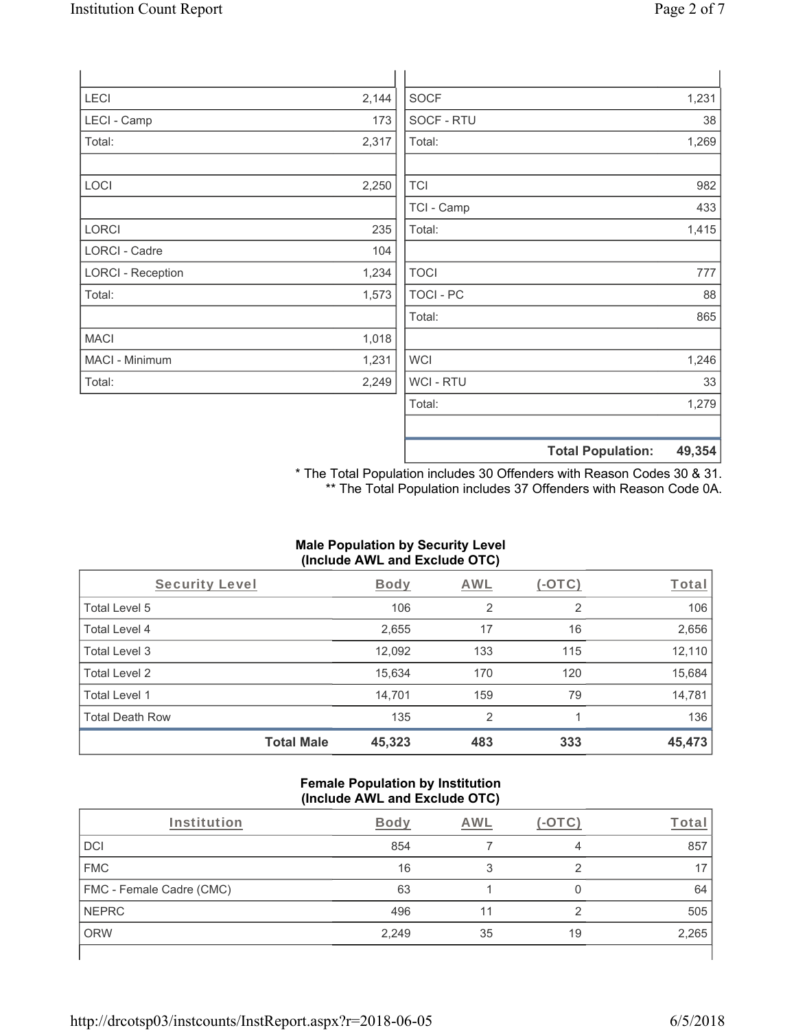| | |
|---|---|
| LECI | 2,144 |
| LECI - Camp | 173 |
| Total: | 2,317 |
| | |
| LOCI | 2,250 |
| | |
| LORCI | 235 |
| LORCI - Cadre | 104 |
| LORCI - Reception | 1,234 |
| Total: | 1,573 |
| | |
| MACI | 1,018 |
| MACI - Minimum | 1,231 |
| Total: | 2,249 |

| | |
|---|---|
| SOCF | 1,231 |
| SOCF - RTU | 38 |
| Total: | 1,269 |
| | |
| TCI | 982 |
| TCI - Camp | 433 |
| Total: | 1,415 |
| | |
| TOCI | 777 |
| TOCI - PC | 88 |
| Total: | 865 |
| | |
| WCI | 1,246 |
| WCI - RTU | 33 |
| Total: | 1,279 |
| | |
| **Total Population:** | **49,354** |

\* The Total Population includes 30 Offenders with Reason Codes 30 & 31.
** The Total Population includes 37 Offenders with Reason Code 0A.

**Male Population by Security Level (Include AWL and Exclude OTC)**

| Security Level | Body | AWL | (-OTC) | Total |
|---|---|---|---|---|
| Total Level 5 | 106 | 2 | 2 | 106 |
| Total Level 4 | 2,655 | 17 | 16 | 2,656 |
| Total Level 3 | 12,092 | 133 | 115 | 12,110 |
| Total Level 2 | 15,634 | 170 | 120 | 15,684 |
| Total Level 1 | 14,701 | 159 | 79 | 14,781 |
| Total Death Row | 135 | 2 | 1 | 136 |
| **Total Male** | **45,323** | **483** | **333** | **45,473** |

**Female Population by Institution (Include AWL and Exclude OTC)**

| Institution | Body | AWL | (-OTC) | Total |
|---|---|---|---|---|
| DCI | 854 | 7 | 4 | 857 |
| FMC | 16 | 3 | 2 | 17 |
| FMC - Female Cadre (CMC) | 63 | 1 | 0 | 64 |
| NEPRC | 496 | 11 | 2 | 505 |
| ORW | 2,249 | 35 | 19 | 2,265 |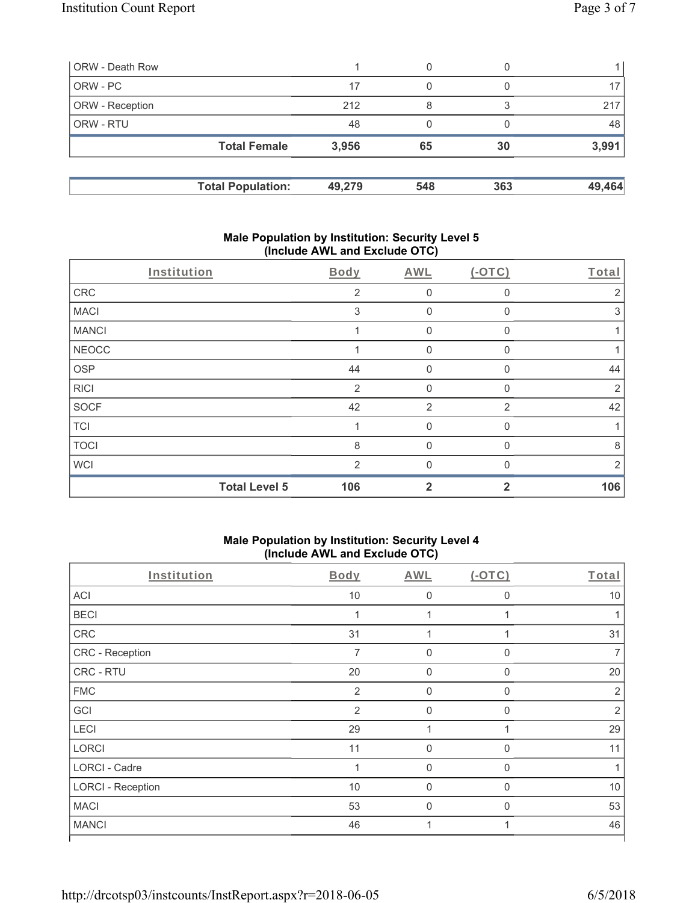| ORW - Death Row | 1 | 0 | 0 | 1 |
|---|---|---|---|---|
| ORW - PC | 17 | 0 | 0 | 17 |
| ORW - Reception | 212 | 8 | 3 | 217 |
| ORW - RTU | 48 | 0 | 0 | 48 |
| **Total Female** | **3,956** | **65** | **30** | **3,991** |

| **Total Population:** | **49,279** | **548** | **363** | **49,464** |
|---|---|---|---|---|

## Male Population by Institution: Security Level 5 (Include AWL and Exclude OTC)

| Institution | Body | AWL | (-OTC) | Total |
|---|---|---|---|---|
| CRC | 2 | 0 | 0 | 2 |
| MACI | 3 | 0 | 0 | 3 |
| MANCI | 1 | 0 | 0 | 1 |
| NEOCC | 1 | 0 | 0 | 1 |
| OSP | 44 | 0 | 0 | 44 |
| RICI | 2 | 0 | 0 | 2 |
| SOCF | 42 | 2 | 2 | 42 |
| TCI | 1 | 0 | 0 | 1 |
| TOCI | 8 | 0 | 0 | 8 |
| WCI | 2 | 0 | 0 | 2 |
| **Total Level 5** | **106** | **2** | **2** | **106** |

## Male Population by Institution: Security Level 4 (Include AWL and Exclude OTC)

| Institution | Body | AWL | (-OTC) | Total |
|---|---|---|---|---|
| ACI | 10 | 0 | 0 | 10 |
| BECI | 1 | 1 | 1 | 1 |
| CRC | 31 | 1 | 1 | 31 |
| CRC - Reception | 7 | 0 | 0 | 7 |
| CRC - RTU | 20 | 0 | 0 | 20 |
| FMC | 2 | 0 | 0 | 2 |
| GCI | 2 | 0 | 0 | 2 |
| LECI | 29 | 1 | 1 | 29 |
| LORCI | 11 | 0 | 0 | 11 |
| LORCI - Cadre | 1 | 0 | 0 | 1 |
| LORCI - Reception | 10 | 0 | 0 | 10 |
| MACI | 53 | 0 | 0 | 53 |
| MANCI | 46 | 1 | 1 | 46 |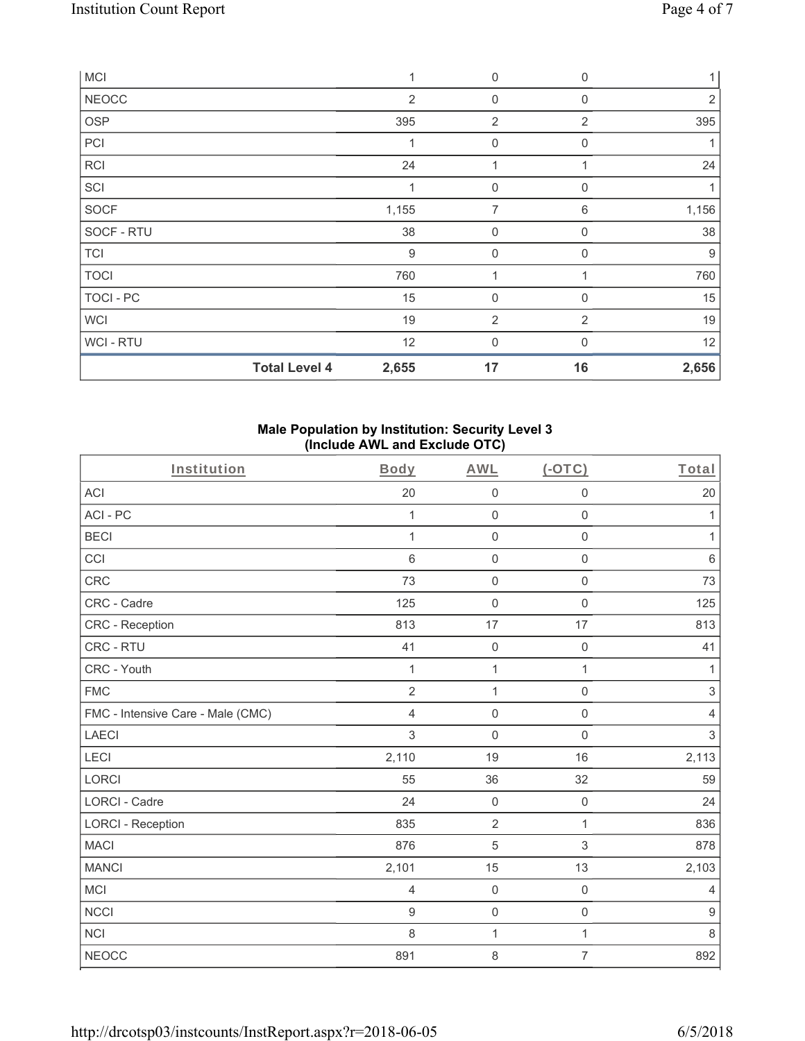| | | | | |
|---|---|---|---|---|
| MCI | | 1 | 0 | 0 | 1 |
| NEOCC | | 2 | 0 | 0 | 2 |
| OSP | | 395 | 2 | 2 | 395 |
| PCI | | 1 | 0 | 0 | 1 |
| RCI | | 24 | 1 | 1 | 24 |
| SCI | | 1 | 0 | 0 | 1 |
| SOCF | | 1,155 | 7 | 6 | 1,156 |
| SOCF - RTU | | 38 | 0 | 0 | 38 |
| TCI | | 9 | 0 | 0 | 9 |
| TOCI | | 760 | 1 | 1 | 760 |
| TOCI - PC | | 15 | 0 | 0 | 15 |
| WCI | | 19 | 2 | 2 | 19 |
| WCI - RTU | | 12 | 0 | 0 | 12 |
| | **Total Level 4** | **2,655** | **17** | **16** | **2,656** |

**Male Population by Institution: Security Level 3 (Include AWL and Exclude OTC)**

| Institution | Body | AWL | (-OTC) | Total |
|---|---|---|---|---|
| ACI | 20 | 0 | 0 | 20 |
| ACI - PC | 1 | 0 | 0 | 1 |
| BECI | 1 | 0 | 0 | 1 |
| CCI | 6 | 0 | 0 | 6 |
| CRC | 73 | 0 | 0 | 73 |
| CRC - Cadre | 125 | 0 | 0 | 125 |
| CRC - Reception | 813 | 17 | 17 | 813 |
| CRC - RTU | 41 | 0 | 0 | 41 |
| CRC - Youth | 1 | 1 | 1 | 1 |
| FMC | 2 | 1 | 0 | 3 |
| FMC - Intensive Care - Male (CMC) | 4 | 0 | 0 | 4 |
| LAECI | 3 | 0 | 0 | 3 |
| LECI | 2,110 | 19 | 16 | 2,113 |
| LORCI | 55 | 36 | 32 | 59 |
| LORCI - Cadre | 24 | 0 | 0 | 24 |
| LORCI - Reception | 835 | 2 | 1 | 836 |
| MACI | 876 | 5 | 3 | 878 |
| MANCI | 2,101 | 15 | 13 | 2,103 |
| MCI | 4 | 0 | 0 | 4 |
| NCCI | 9 | 0 | 0 | 9 |
| NCI | 8 | 1 | 1 | 8 |
| NEOCC | 891 | 8 | 7 | 892 |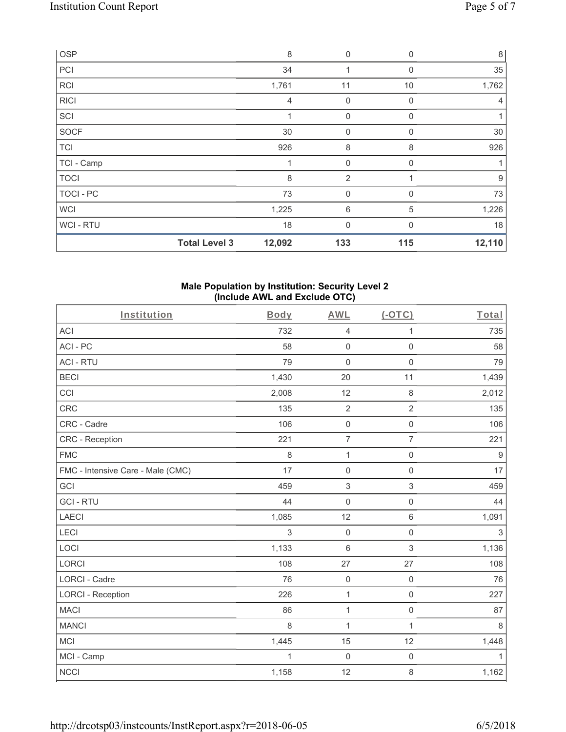| OSP | | 8 | 0 | 0 | 8 |
|---|---|---|---|---|---|
| PCI | | 34 | 1 | 0 | 35 |
| RCI | | 1,761 | 11 | 10 | 1,762 |
| RICI | | 4 | 0 | 0 | 4 |
| SCI | | 1 | 0 | 0 | 1 |
| SOCF | | 30 | 0 | 0 | 30 |
| TCI | | 926 | 8 | 8 | 926 |
| TCI - Camp | | 1 | 0 | 0 | 1 |
| TOCI | | 8 | 2 | 1 | 9 |
| TOCI - PC | | 73 | 0 | 0 | 73 |
| WCI | | 1,225 | 6 | 5 | 1,226 |
| WCI - RTU | | 18 | 0 | 0 | 18 |
| | **Total Level 3** | **12,092** | **133** | **115** | **12,110** |

### Male Population by Institution: Security Level 2 (Include AWL and Exclude OTC)

| Institution | Body | AWL | (-OTC) | Total |
|---|---|---|---|---|
| ACI | 732 | 4 | 1 | 735 |
| ACI - PC | 58 | 0 | 0 | 58 |
| ACI - RTU | 79 | 0 | 0 | 79 |
| BECI | 1,430 | 20 | 11 | 1,439 |
| CCI | 2,008 | 12 | 8 | 2,012 |
| CRC | 135 | 2 | 2 | 135 |
| CRC - Cadre | 106 | 0 | 0 | 106 |
| CRC - Reception | 221 | 7 | 7 | 221 |
| FMC | 8 | 1 | 0 | 9 |
| FMC - Intensive Care - Male (CMC) | 17 | 0 | 0 | 17 |
| GCI | 459 | 3 | 3 | 459 |
| GCI - RTU | 44 | 0 | 0 | 44 |
| LAECI | 1,085 | 12 | 6 | 1,091 |
| LECI | 3 | 0 | 0 | 3 |
| LOCI | 1,133 | 6 | 3 | 1,136 |
| LORCI | 108 | 27 | 27 | 108 |
| LORCI - Cadre | 76 | 0 | 0 | 76 |
| LORCI - Reception | 226 | 1 | 0 | 227 |
| MACI | 86 | 1 | 0 | 87 |
| MANCI | 8 | 1 | 1 | 8 |
| MCI | 1,445 | 15 | 12 | 1,448 |
| MCI - Camp | 1 | 0 | 0 | 1 |
| NCCI | 1,158 | 12 | 8 | 1,162 |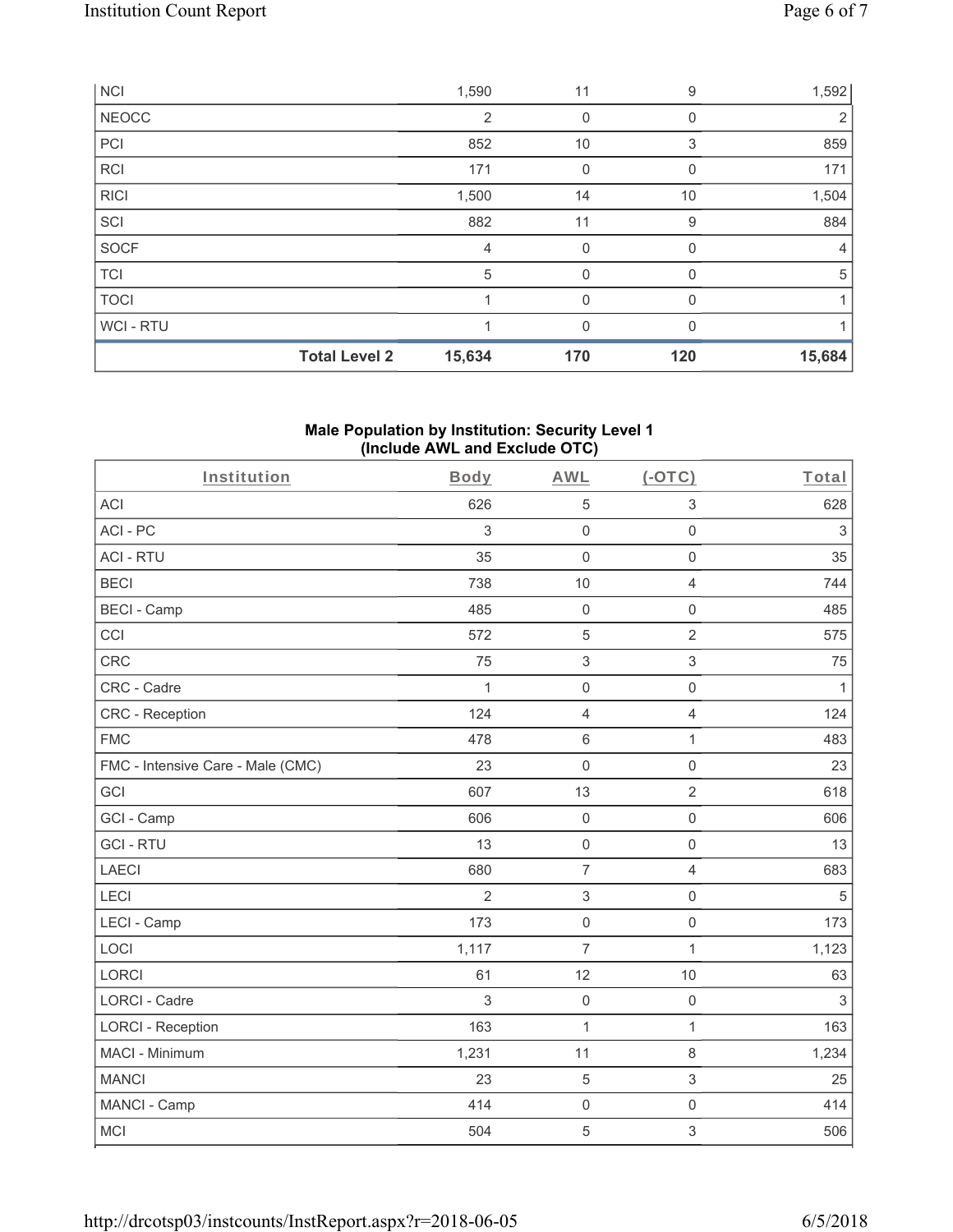| NCI | | 1,590 | 11 | 9 | 1,592 |
|---|---|---|---|---|---|
| NEOCC | | 2 | 0 | 0 | 2 |
| PCI | | 852 | 10 | 3 | 859 |
| RCI | | 171 | 0 | 0 | 171 |
| RICI | | 1,500 | 14 | 10 | 1,504 |
| SCI | | 882 | 11 | 9 | 884 |
| SOCF | | 4 | 0 | 0 | 4 |
| TCI | | 5 | 0 | 0 | 5 |
| TOCI | | 1 | 0 | 0 | 1 |
| WCI - RTU | | 1 | 0 | 0 | 1 |
| | **Total Level 2** | **15,634** | **170** | **120** | **15,684** |

**Male Population by Institution: Security Level 1 (Include AWL and Exclude OTC)**

| Institution | Body | AWL | (-OTC) | Total |
|---|---|---|---|---|
| ACI | 626 | 5 | 3 | 628 |
| ACI - PC | 3 | 0 | 0 | 3 |
| ACI - RTU | 35 | 0 | 0 | 35 |
| BECI | 738 | 10 | 4 | 744 |
| BECI - Camp | 485 | 0 | 0 | 485 |
| CCI | 572 | 5 | 2 | 575 |
| CRC | 75 | 3 | 3 | 75 |
| CRC - Cadre | 1 | 0 | 0 | 1 |
| CRC - Reception | 124 | 4 | 4 | 124 |
| FMC | 478 | 6 | 1 | 483 |
| FMC - Intensive Care - Male (CMC) | 23 | 0 | 0 | 23 |
| GCI | 607 | 13 | 2 | 618 |
| GCI - Camp | 606 | 0 | 0 | 606 |
| GCI - RTU | 13 | 0 | 0 | 13 |
| LAECI | 680 | 7 | 4 | 683 |
| LECI | 2 | 3 | 0 | 5 |
| LECI - Camp | 173 | 0 | 0 | 173 |
| LOCI | 1,117 | 7 | 1 | 1,123 |
| LORCI | 61 | 12 | 10 | 63 |
| LORCI - Cadre | 3 | 0 | 0 | 3 |
| LORCI - Reception | 163 | 1 | 1 | 163 |
| MACI - Minimum | 1,231 | 11 | 8 | 1,234 |
| MANCI | 23 | 5 | 3 | 25 |
| MANCI - Camp | 414 | 0 | 0 | 414 |
| MCI | 504 | 5 | 3 | 506 |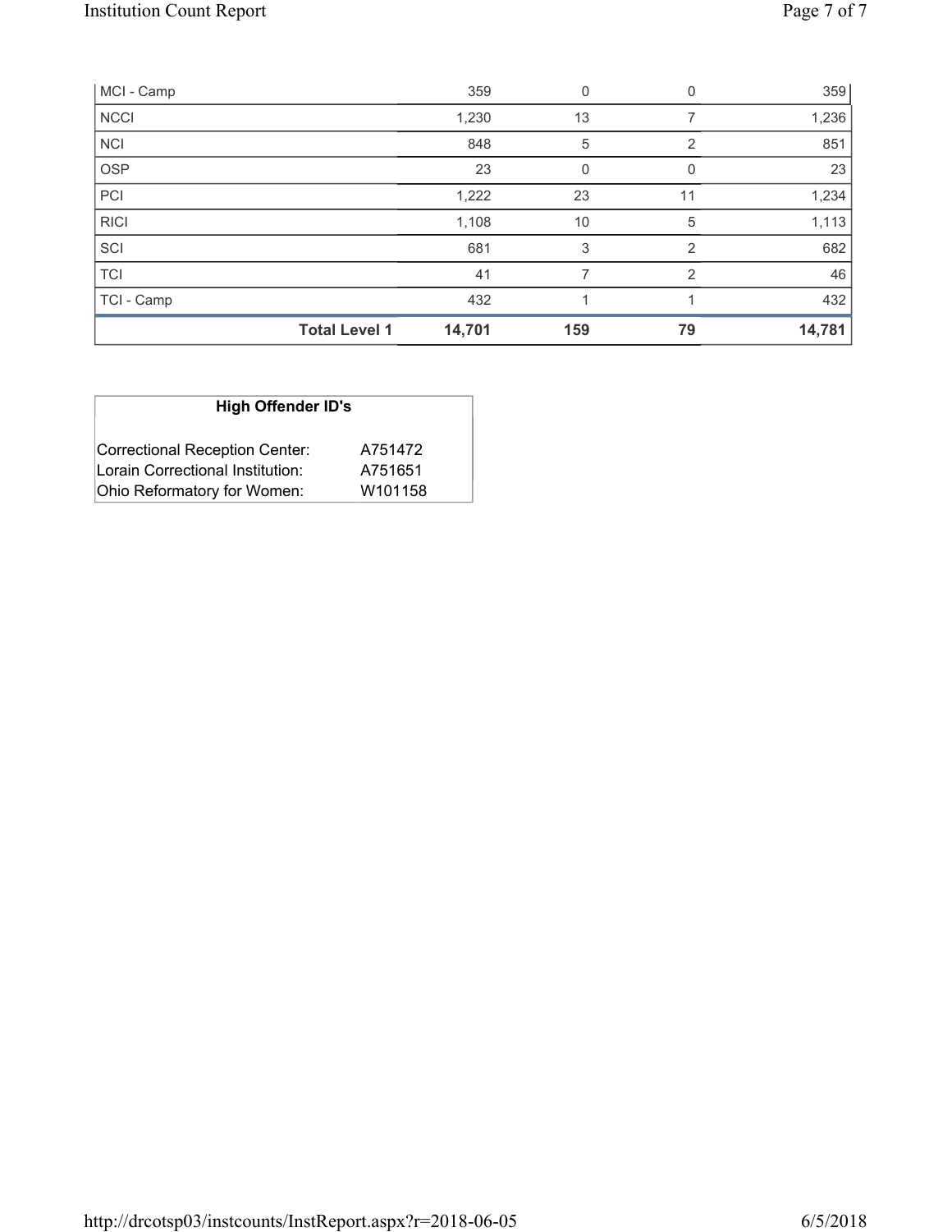| | | | | |
|---|---|---|---|---|
| MCI - Camp | 359 | 0 | 0 | 359 |
| NCCI | 1,230 | 13 | 7 | 1,236 |
| NCI | 848 | 5 | 2 | 851 |
| OSP | 23 | 0 | 0 | 23 |
| PCI | 1,222 | 23 | 11 | 1,234 |
| RICI | 1,108 | 10 | 5 | 1,113 |
| SCI | 681 | 3 | 2 | 682 |
| TCI | 41 | 7 | 2 | 46 |
| TCI - Camp | 432 | 1 | 1 | 432 |
| **Total Level 1** | **14,701** | **159** | **79** | **14,781** |

| High Offender ID's | |
|---|---|
| Correctional Reception Center: | A751472 |
| Lorain Correctional Institution: | A751651 |
| Ohio Reformatory for Women: | W101158 |